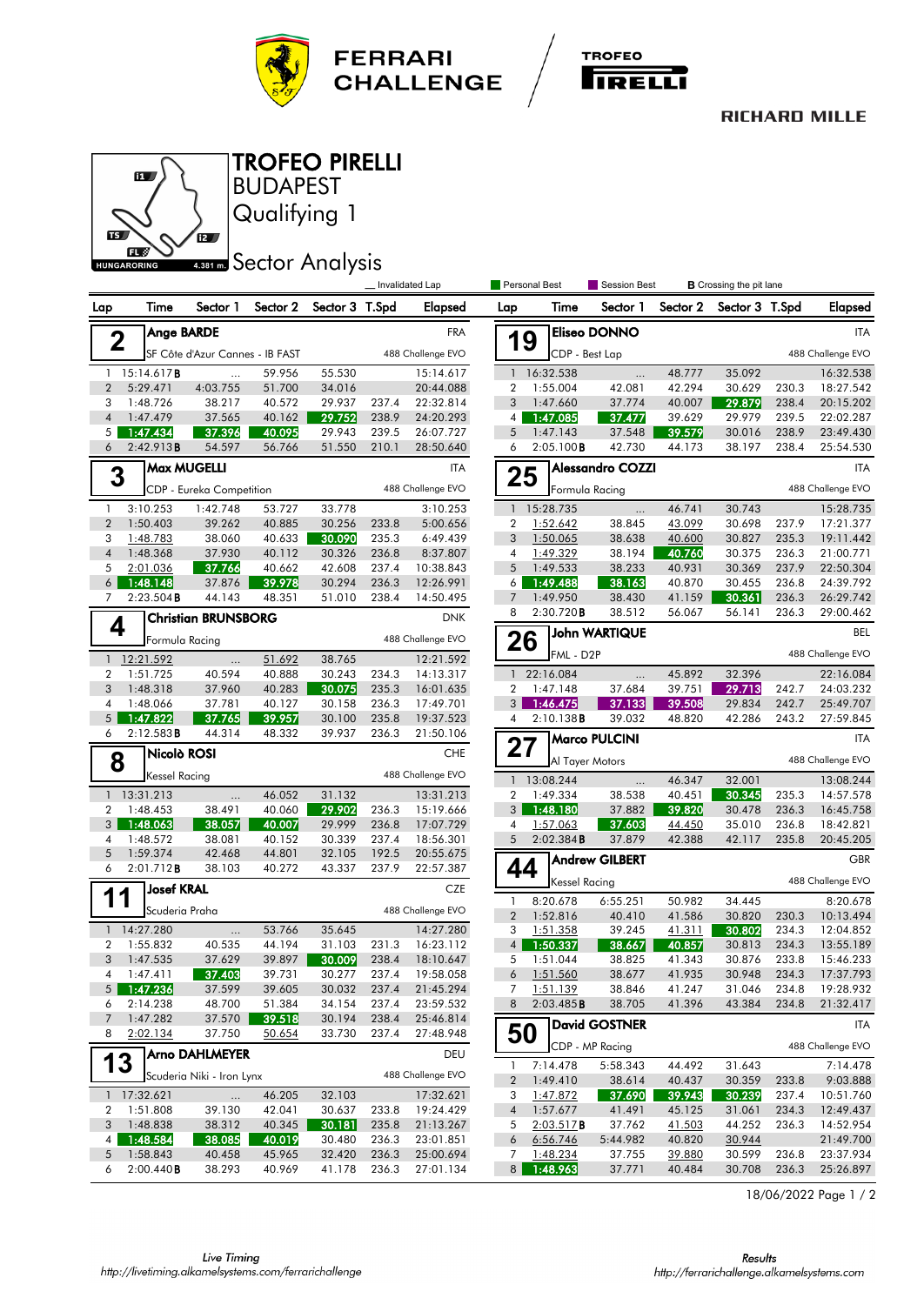# TROFEO PIRELLI

## BUDAPEST

## Qualifying 1

## Sector Analysis

HUNGARORING 4.381 m.

_ Invalidated Lap | Personal Best | Session Best | **B** Crossing the pit lane

### 2 Ange BARDE — FRA
SF Côte d'Azur Cannes - IB FAST — 488 Challenge EVO

| Lap | Time | Sector 1 | Sector 2 | Sector 3 | T.Spd | Elapsed |
|---|---|---|---|---|---|---|
| 1 | 15:14.617**B** | ... | 59.956 | 55.530 | | 15:14.617 |
| 2 | 5:29.471 | 4:03.755 | 51.700 | 34.016 | | 20:44.088 |
| 3 | 1:48.726 | 38.217 | 40.572 | 29.937 | 237.4 | 22:32.814 |
| 4 | 1:47.479 | 37.565 | 40.162 | 29.752 | 238.9 | 24:20.293 |
| 5 | 1:47.434 | 37.396 | 40.095 | 29.943 | 239.5 | 26:07.727 |
| 6 | 2:42.913**B** | 54.597 | 56.766 | 51.550 | 210.1 | 28:50.640 |

### 3 Max MUGELLI — ITA
CDP - Eureka Competition — 488 Challenge EVO

| Lap | Time | Sector 1 | Sector 2 | Sector 3 | T.Spd | Elapsed |
|---|---|---|---|---|---|---|
| 1 | 3:10.253 | 1:42.748 | 53.727 | 33.778 | | 3:10.253 |
| 2 | 1:50.403 | 39.262 | 40.885 | 30.256 | 233.8 | 5:00.656 |
| 3 | 1:48.783 | 38.060 | 40.633 | 30.090 | 235.3 | 6:49.439 |
| 4 | 1:48.368 | 37.930 | 40.112 | 30.326 | 236.8 | 8:37.807 |
| 5 | 2:01.036 | 37.766 | 40.662 | 42.608 | 237.4 | 10:38.843 |
| 6 | 1:48.148 | 37.876 | 39.978 | 30.294 | 236.3 | 12:26.991 |
| 7 | 2:23.504**B** | 44.143 | 48.351 | 51.010 | 238.4 | 14:50.495 |

### 4 Christian BRUNSBORG — DNK
Formula Racing — 488 Challenge EVO

| Lap | Time | Sector 1 | Sector 2 | Sector 3 | T.Spd | Elapsed |
|---|---|---|---|---|---|---|
| 1 | 12:21.592 | ... | 51.692 | 38.765 | | 12:21.592 |
| 2 | 1:51.725 | 40.594 | 40.888 | 30.243 | 234.3 | 14:13.317 |
| 3 | 1:48.318 | 37.960 | 40.283 | 30.075 | 235.3 | 16:01.635 |
| 4 | 1:48.066 | 37.781 | 40.127 | 30.158 | 236.3 | 17:49.701 |
| 5 | 1:47.822 | 37.765 | 39.957 | 30.100 | 235.8 | 19:37.523 |
| 6 | 2:12.583**B** | 44.314 | 48.332 | 39.937 | 236.3 | 21:50.106 |

### 8 Nicolò ROSI — CHE
Kessel Racing — 488 Challenge EVO

| Lap | Time | Sector 1 | Sector 2 | Sector 3 | T.Spd | Elapsed |
|---|---|---|---|---|---|---|
| 1 | 13:31.213 | ... | 46.052 | 31.132 | | 13:31.213 |
| 2 | 1:48.453 | 38.491 | 40.060 | 29.902 | 236.3 | 15:19.666 |
| 3 | 1:48.063 | 38.057 | 40.007 | 29.999 | 236.8 | 17:07.729 |
| 4 | 1:48.572 | 38.081 | 40.152 | 30.339 | 237.4 | 18:56.301 |
| 5 | 1:59.374 | 42.468 | 44.801 | 32.105 | 192.5 | 20:55.675 |
| 6 | 2:01.712**B** | 38.103 | 40.272 | 43.337 | 237.9 | 22:57.387 |

### 11 Josef KRAL — CZE
Scuderia Praha — 488 Challenge EVO

| Lap | Time | Sector 1 | Sector 2 | Sector 3 | T.Spd | Elapsed |
|---|---|---|---|---|---|---|
| 1 | 14:27.280 | ... | 53.766 | 35.645 | | 14:27.280 |
| 2 | 1:55.832 | 40.535 | 44.194 | 31.103 | 231.3 | 16:23.112 |
| 3 | 1:47.535 | 37.629 | 39.897 | 30.009 | 238.4 | 18:10.647 |
| 4 | 1:47.411 | 37.403 | 39.731 | 30.277 | 237.4 | 19:58.058 |
| 5 | 1:47.236 | 37.599 | 39.605 | 30.032 | 237.4 | 21:45.294 |
| 6 | 2:14.238 | 48.700 | 51.384 | 34.154 | 237.4 | 23:59.532 |
| 7 | 1:47.282 | 37.570 | 39.518 | 30.194 | 238.4 | 25:46.814 |
| 8 | 2:02.134 | 37.750 | 50.654 | 33.730 | 237.4 | 27:48.948 |

### 13 Arno DAHLMEYER — DEU
Scuderia Niki - Iron Lynx — 488 Challenge EVO

| Lap | Time | Sector 1 | Sector 2 | Sector 3 | T.Spd | Elapsed |
|---|---|---|---|---|---|---|
| 1 | 17:32.621 | ... | 46.205 | 32.103 | | 17:32.621 |
| 2 | 1:51.808 | 39.130 | 42.041 | 30.637 | 233.8 | 19:24.429 |
| 3 | 1:48.838 | 38.312 | 40.345 | 30.181 | 235.8 | 21:13.267 |
| 4 | 1:48.584 | 38.085 | 40.019 | 30.480 | 236.3 | 23:01.851 |
| 5 | 1:58.843 | 40.458 | 45.965 | 32.420 | 236.3 | 25:00.694 |
| 6 | 2:00.440**B** | 38.293 | 40.969 | 41.178 | 236.3 | 27:01.134 |

### 19 Eliseo DONNO — ITA
CDP - Best Lap — 488 Challenge EVO

| Lap | Time | Sector 1 | Sector 2 | Sector 3 | T.Spd | Elapsed |
|---|---|---|---|---|---|---|
| 1 | 16:32.538 | ... | 48.777 | 35.092 | | 16:32.538 |
| 2 | 1:55.004 | 42.081 | 42.294 | 30.629 | 230.3 | 18:27.542 |
| 3 | 1:47.660 | 37.774 | 40.007 | 29.879 | 238.4 | 20:15.202 |
| 4 | 1:47.085 | 37.477 | 39.629 | 29.979 | 239.5 | 22:02.287 |
| 5 | 1:47.143 | 37.548 | 39.579 | 30.016 | 238.9 | 23:49.430 |
| 6 | 2:05.100**B** | 42.730 | 44.173 | 38.197 | 238.4 | 25:54.530 |

### 25 Alessandro COZZI — ITA
Formula Racing — 488 Challenge EVO

| Lap | Time | Sector 1 | Sector 2 | Sector 3 | T.Spd | Elapsed |
|---|---|---|---|---|---|---|
| 1 | 15:28.735 | ... | 46.741 | 30.743 | | 15:28.735 |
| 2 | 1:52.642 | 38.845 | 43.099 | 30.698 | 237.9 | 17:21.377 |
| 3 | 1:50.065 | 38.638 | 40.600 | 30.827 | 235.3 | 19:11.442 |
| 4 | 1:49.329 | 38.194 | 40.760 | 30.375 | 236.3 | 21:00.771 |
| 5 | 1:49.533 | 38.233 | 40.931 | 30.369 | 237.9 | 22:50.304 |
| 6 | 1:49.488 | 38.163 | 40.870 | 30.455 | 236.8 | 24:39.792 |
| 7 | 1:49.950 | 38.430 | 41.159 | 30.361 | 236.3 | 26:29.742 |
| 8 | 2:30.720**B** | 38.512 | 56.067 | 56.141 | 236.3 | 29:00.462 |

### 26 John WARTIQUE — BEL
FML - D2P — 488 Challenge EVO

| Lap | Time | Sector 1 | Sector 2 | Sector 3 | T.Spd | Elapsed |
|---|---|---|---|---|---|---|
| 1 | 22:16.084 | ... | 45.892 | 32.396 | | 22:16.084 |
| 2 | 1:47.148 | 37.684 | 39.751 | 29.713 | 242.7 | 24:03.232 |
| 3 | 1:46.475 | 37.133 | 39.508 | 29.834 | 242.7 | 25:49.707 |
| 4 | 2:10.138**B** | 39.032 | 48.820 | 42.286 | 243.2 | 27:59.845 |

### 27 Marco PULCINI — ITA
Al Tayer Motors — 488 Challenge EVO

| Lap | Time | Sector 1 | Sector 2 | Sector 3 | T.Spd | Elapsed |
|---|---|---|---|---|---|---|
| 1 | 13:08.244 | ... | 46.347 | 32.001 | | 13:08.244 |
| 2 | 1:49.334 | 38.538 | 40.451 | 30.345 | 235.3 | 14:57.578 |
| 3 | 1:48.180 | 37.882 | 39.820 | 30.478 | 236.3 | 16:45.758 |
| 4 | 1:57.063 | 37.603 | 44.450 | 35.010 | 236.8 | 18:42.821 |
| 5 | 2:02.384**B** | 37.879 | 42.388 | 42.117 | 235.8 | 20:45.205 |

### 44 Andrew GILBERT — GBR
Kessel Racing — 488 Challenge EVO

| Lap | Time | Sector 1 | Sector 2 | Sector 3 | T.Spd | Elapsed |
|---|---|---|---|---|---|---|
| 1 | 8:20.678 | 6:55.251 | 50.982 | 34.445 | | 8:20.678 |
| 2 | 1:52.816 | 40.410 | 41.586 | 30.820 | 230.3 | 10:13.494 |
| 3 | 1:51.358 | 39.245 | 41.311 | 30.802 | 234.3 | 12:04.852 |
| 4 | 1:50.337 | 38.667 | 40.857 | 30.813 | 234.3 | 13:55.189 |
| 5 | 1:51.044 | 38.825 | 41.343 | 30.876 | 233.8 | 15:46.233 |
| 6 | 1:51.560 | 38.677 | 41.935 | 30.948 | 234.3 | 17:37.793 |
| 7 | 1:51.139 | 38.846 | 41.247 | 31.046 | 234.8 | 19:28.932 |
| 8 | 2:03.485**B** | 38.705 | 41.396 | 43.384 | 234.8 | 21:32.417 |

### 50 David GOSTNER — ITA
CDP - MP Racing — 488 Challenge EVO

| Lap | Time | Sector 1 | Sector 2 | Sector 3 | T.Spd | Elapsed |
|---|---|---|---|---|---|---|
| 1 | 7:14.478 | 5:58.343 | 44.492 | 31.643 | | 7:14.478 |
| 2 | 1:49.410 | 38.614 | 40.437 | 30.359 | 233.8 | 9:03.888 |
| 3 | 1:47.872 | 37.690 | 39.943 | 30.239 | 237.4 | 10:51.760 |
| 4 | 1:57.677 | 41.491 | 45.125 | 31.061 | 234.3 | 12:49.437 |
| 5 | 2:03.517**B** | 37.762 | 41.503 | 44.252 | 236.3 | 14:52.954 |
| 6 | 6:56.746 | 5:44.982 | 40.820 | 30.944 | | 21:49.700 |
| 7 | 1:48.234 | 37.755 | 39.880 | 30.599 | 236.8 | 23:37.934 |
| 8 | 1:48.963 | 37.771 | 40.484 | 30.708 | 236.3 | 25:26.897 |

18/06/2022

Live Timing
http://livetiming.alkamelsystems.com/ferrarichallenge

Results
http://ferrarichallenge.alkamelsystems.com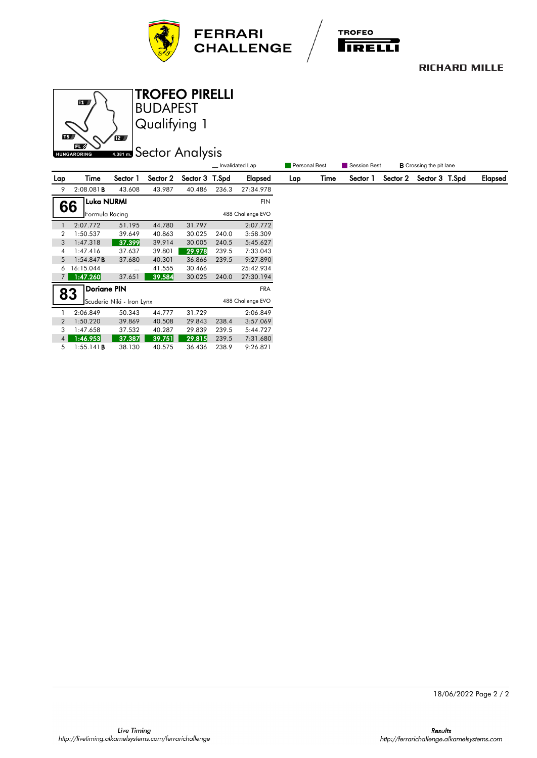# TROFEO PIRELLI

BUDAPEST

Qualifying 1

## Sector Analysis

_ Invalidated Lap | Personal Best | Session Best | **B** Crossing the pit lane

| Lap | Time | Sector 1 | Sector 2 | Sector 3 | T.Spd | Elapsed |
|---|---|---|---|---|---|---|
| 9 | 2:08.081 **B** | 43.608 | 43.987 | 40.486 | 236.3 | 27:34.978 |

### 66 Luka NURMI — FIN

Formula Racing — 488 Challenge EVO

| Lap | Time | Sector 1 | Sector 2 | Sector 3 | T.Spd | Elapsed |
|---|---|---|---|---|---|---|
| 1 | 2:07.772 | 51.195 | 44.780 | 31.797 | | 2:07.772 |
| 2 | 1:50.537 | 39.649 | 40.863 | 30.025 | 240.0 | 3:58.309 |
| 3 | 1:47.318 | 37.399 | 39.914 | 30.005 | 240.5 | 5:45.627 |
| 4 | 1:47.416 | 37.637 | 39.801 | 29.978 | 239.5 | 7:33.043 |
| 5 | 1:54.847 **B** | 37.680 | 40.301 | 36.866 | 239.5 | 9:27.890 |
| 6 | 16:15.044 | ... | 41.555 | 30.466 | | 25:42.934 |
| 7 | 1:47.260 | 37.651 | 39.584 | 30.025 | 240.0 | 27:30.194 |

### 83 Doriane PIN — FRA

Scuderia Niki - Iron Lynx — 488 Challenge EVO

| Lap | Time | Sector 1 | Sector 2 | Sector 3 | T.Spd | Elapsed |
|---|---|---|---|---|---|---|
| 1 | 2:06.849 | 50.343 | 44.777 | 31.729 | | 2:06.849 |
| 2 | 1:50.220 | 39.869 | 40.508 | 29.843 | 238.4 | 3:57.069 |
| 3 | 1:47.658 | 37.532 | 40.287 | 29.839 | 239.5 | 5:44.727 |
| 4 | 1:46.953 | 37.387 | 39.751 | 29.815 | 239.5 | 7:31.680 |
| 5 | 1:55.141 **B** | 38.130 | 40.575 | 36.436 | 238.9 | 9:26.821 |

18/06/2022

Live Timing
http://livetiming.alkamelsystems.com/ferrarichallenge

Results
http://ferrarichallenge.alkamelsystems.com